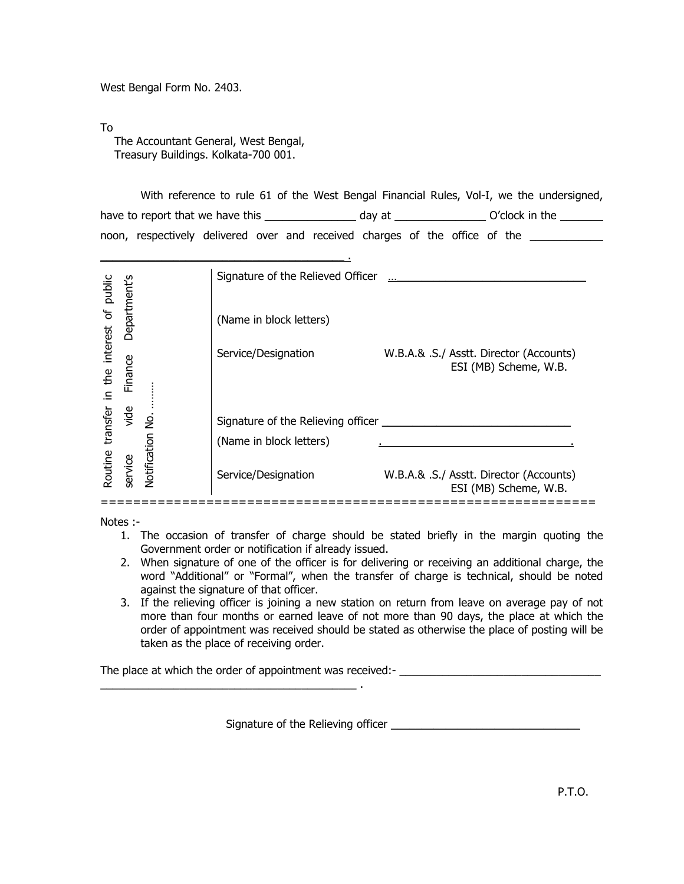West Bengal Form No. 2403.

To

The Accountant General, West Bengal,
Treasury Buildings. Kolkata-700 001.

With reference to rule 61 of the West Bengal Financial Rules, Vol-I, we the undersigned, have to report that we have this _______________ day at _______________ O'clock in the _______ noon, respectively delivered over and received charges of the office of the ____________ ________________________________________ .

| Routine transfer in the interest of public service vide Finance Department's Notification No. ........ | |
|---|---|
| | Signature of the Relieved Officer ...________________________________ |
| | (Name in block letters) |
| | Service/Designation W.B.A.& .S./ Asstt. Director (Accounts) ESI (MB) Scheme, W.B. |
| | Signature of the Relieving officer ________________________________ |
| | (Name in block letters) ________________________________ . |
| | Service/Designation W.B.A.& .S./ Asstt. Director (Accounts) ESI (MB) Scheme, W.B. |

=============================================================

Notes :-

1. The occasion of transfer of charge should be stated briefly in the margin quoting the Government order or notification if already issued.
2. When signature of one of the officer is for delivering or receiving an additional charge, the word "Additional" or "Formal", when the transfer of charge is technical, should be noted against the signature of that officer.
3. If the relieving officer is joining a new station on return from leave on average pay of not more than four months or earned leave of not more than 90 days, the place at which the order of appointment was received should be stated as otherwise the place of posting will be taken as the place of receiving order.

The place at which the order of appointment was received:- ________________________________ ________________________________________ .

Signature of the Relieving officer ________________________________

P.T.O.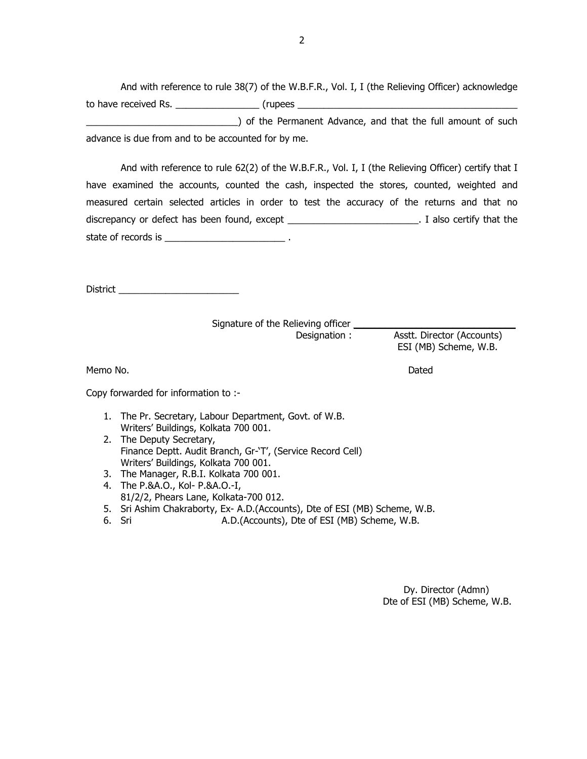And with reference to rule 38(7) of the W.B.F.R., Vol. I, I (the Relieving Officer) acknowledge to have received Rs. _______________ (rupees __________________________________________ ____________________________) of the Permanent Advance, and that the full amount of such advance is due from and to be accounted for by me.

And with reference to rule 62(2) of the W.B.F.R., Vol. I, I (the Relieving Officer) certify that I have examined the accounts, counted the cash, inspected the stores, counted, weighted and measured certain selected articles in order to test the accuracy of the returns and that no discrepancy or defect has been found, except ________________________. I also certify that the state of records is ______________________ .

District ______________________

Signature of the Relieving officer ____________________________

Designation : Asstt. Director (Accounts)
ESI (MB) Scheme, W.B.

Memo No. Dated

Copy forwarded for information to :-

1. The Pr. Secretary, Labour Department, Govt. of W.B.
   Writers' Buildings, Kolkata 700 001.
2. The Deputy Secretary,
   Finance Deptt. Audit Branch, Gr-'T', (Service Record Cell)
   Writers' Buildings, Kolkata 700 001.
3. The Manager, R.B.I. Kolkata 700 001.
4. The P.&A.O., Kol- P.&A.O.-I,
   81/2/2, Phears Lane, Kolkata-700 012.
5. Sri Ashim Chakraborty, Ex- A.D.(Accounts), Dte of ESI (MB) Scheme, W.B.
6. Sri A.D.(Accounts), Dte of ESI (MB) Scheme, W.B.

Dy. Director (Admn)
Dte of ESI (MB) Scheme, W.B.